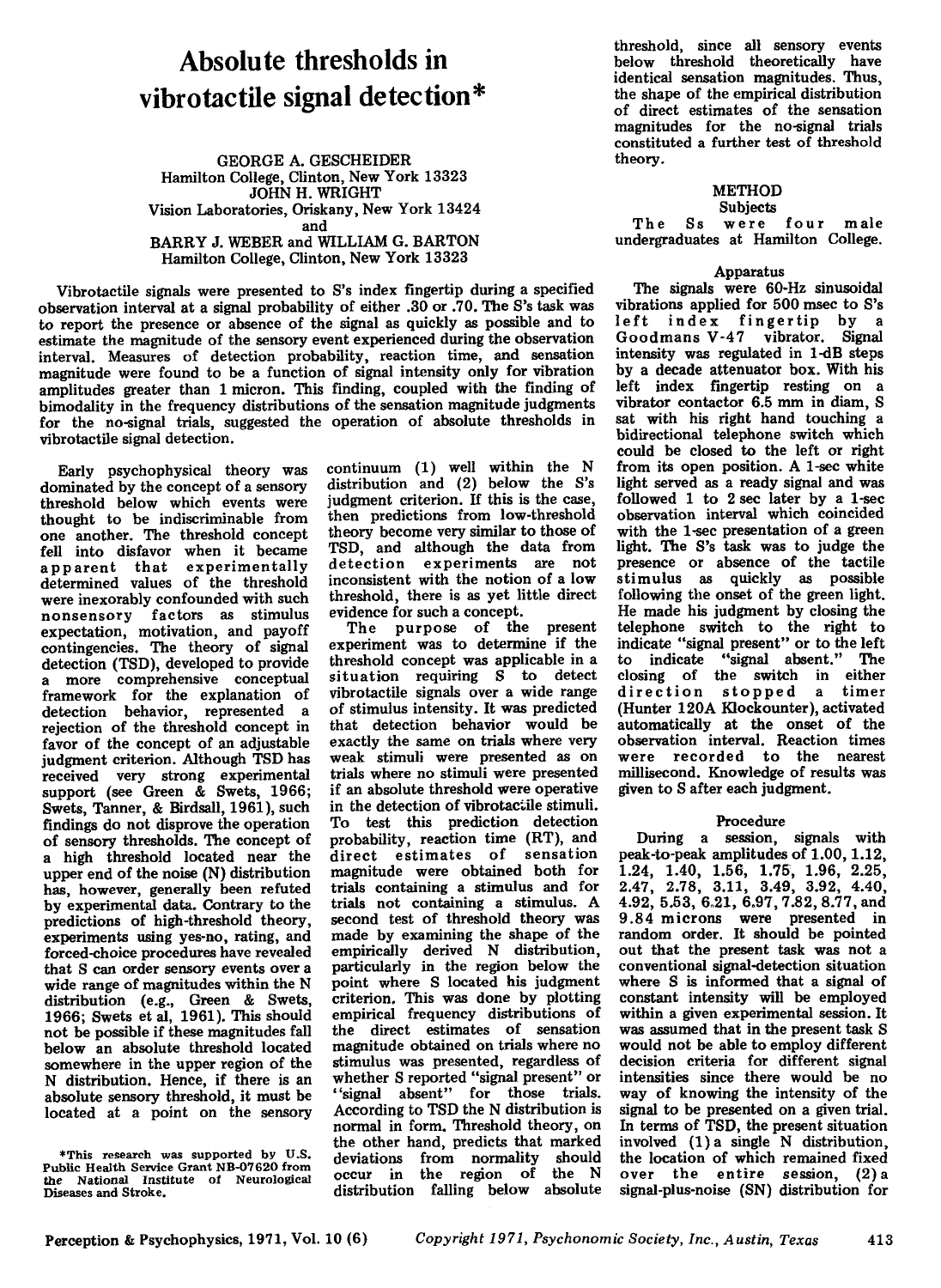# Absolute thresholds in vibrotactile signal detection*

GEORGE A. GESCHEIDER
Hamilton College, Clinton, New York 13323
JOHN H. WRIGHT
Vision Laboratories, Oriskany, New York 13424
and
BARRY J. WEBER and WILLIAM G. BARTON
Hamilton College, Clinton, New York 13323

Vibrotactile signals were presented to S's index fingertip during a specified observation interval at a signal probability of either .30 or .70. The S's task was to report the presence or absence of the signal as quickly as possible and to estimate the magnitude of the sensory event experienced during the observation interval. Measures of detection probability, reaction time, and sensation magnitude were found to be a function of signal intensity only for vibration amplitudes greater than 1 micron. This finding, coupled with the finding of bimodality in the frequency distributions of the sensation magnitude judgments for the no-signal trials, suggested the operation of absolute thresholds in vibrotactile signal detection.

Early psychophysical theory was dominated by the concept of a sensory threshold below which events were thought to be indiscriminable from one another. The threshold concept fell into disfavor when it became apparent that experimentally determined values of the threshold were inexorably confounded with such nonsensory factors as stimulus expectation, motivation, and payoff contingencies. The theory of signal detection (TSD), developed to provide a more comprehensive conceptual framework for the explanation of detection behavior, represented a rejection of the threshold concept in favor of the concept of an adjustable judgment criterion. Although TSD has received very strong experimental support (see Green & Swets, 1966; Swets, Tanner, & Birdsall, 1961), such findings do not disprove the operation of sensory thresholds. The concept of a high threshold located near the upper end of the noise (N) distribution has, however, generally been refuted by experimental data. Contrary to the predictions of high-threshold theory, experiments using yes-no, rating, and forced-choice procedures have revealed that S can order sensory events over a wide range of magnitudes within the N distribution (e.g., Green & Swets, 1966; Swets et al, 1961). This should not be possible if these magnitudes fall below an absolute threshold located somewhere in the upper region of the N distribution. Hence, if there is an absolute sensory threshold, it must be located at a point on the sensory continuum (1) well within the N distribution and (2) below the S's judgment criterion. If this is the case, then predictions from low-threshold theory become very similar to those of TSD, and although the data from detection experiments are not inconsistent with the notion of a low threshold, there is as yet little direct evidence for such a concept.

The purpose of the present experiment was to determine if the threshold concept was applicable in a situation requiring S to detect vibrotactile signals over a wide range of stimulus intensity. It was predicted that detection behavior would be exactly the same on trials where very weak stimuli were presented as on trials where no stimuli were presented if an absolute threshold were operative in the detection of vibrotactile stimuli. To test this prediction detection probability, reaction time (RT), and direct estimates of sensation magnitude were obtained both for trials containing a stimulus and for trials not containing a stimulus. A second test of threshold theory was made by examining the shape of the empirically derived N distribution, particularly in the region below the point where S located his judgment criterion. This was done by plotting empirical frequency distributions of the direct estimates of sensation magnitude obtained on trials where no stimulus was presented, regardless of whether S reported "signal present" or "signal absent" for those trials. According to TSD the N distribution is normal in form. Threshold theory, on the other hand, predicts that marked deviations from normality should occur in the region of the N distribution falling below absolute threshold, since all sensory events below threshold theoretically have identical sensation magnitudes. Thus, the shape of the empirical distribution of direct estimates of the sensation magnitudes for the no-signal trials constituted a further test of threshold theory.

## METHOD

### Subjects

The Ss were four male undergraduates at Hamilton College.

### Apparatus

The signals were 60-Hz sinusoidal vibrations applied for 500 msec to S's left index fingertip by a Goodmans V-47 vibrator. Signal intensity was regulated in 1-dB steps by a decade attenuator box. With his left index fingertip resting on a vibrator contactor 6.5 mm in diam, S sat with his right hand touching a bidirectional telephone switch which could be closed to the left or right from its open position. A 1-sec white light served as a ready signal and was followed 1 to 2 sec later by a 1-sec observation interval which coincided with the 1-sec presentation of a green light. The S's task was to judge the presence or absence of the tactile stimulus as quickly as possible following the onset of the green light. He made his judgment by closing the telephone switch to the right to indicate "signal present" or to the left to indicate "signal absent." The closing of the switch in either direction stopped a timer (Hunter 120A Klockounter), activated automatically at the onset of the observation interval. Reaction times were recorded to the nearest millisecond. Knowledge of results was given to S after each judgment.

### Procedure

During a session, signals with peak-to-peak amplitudes of 1.00, 1.12, 1.24, 1.40, 1.56, 1.75, 1.96, 2.25, 2.47, 2.78, 3.11, 3.49, 3.92, 4.40, 4.92, 5.53, 6.21, 6.97, 7.82, 8.77, and 9.84 microns were presented in random order. It should be pointed out that the present task was not a conventional signal-detection situation where S is informed that a signal of constant intensity will be employed within a given experimental session. It was assumed that in the present task S would not be able to employ different decision criteria for different signal intensities since there would be no way of knowing the intensity of the signal to be presented on a given trial. In terms of TSD, the present situation involved (1) a single N distribution, the location of which remained fixed over the entire session, (2) a signal-plus-noise (SN) distribution for

*This research was supported by U.S. Public Health Service Grant NB-07620 from the National Institute of Neurological Diseases and Stroke.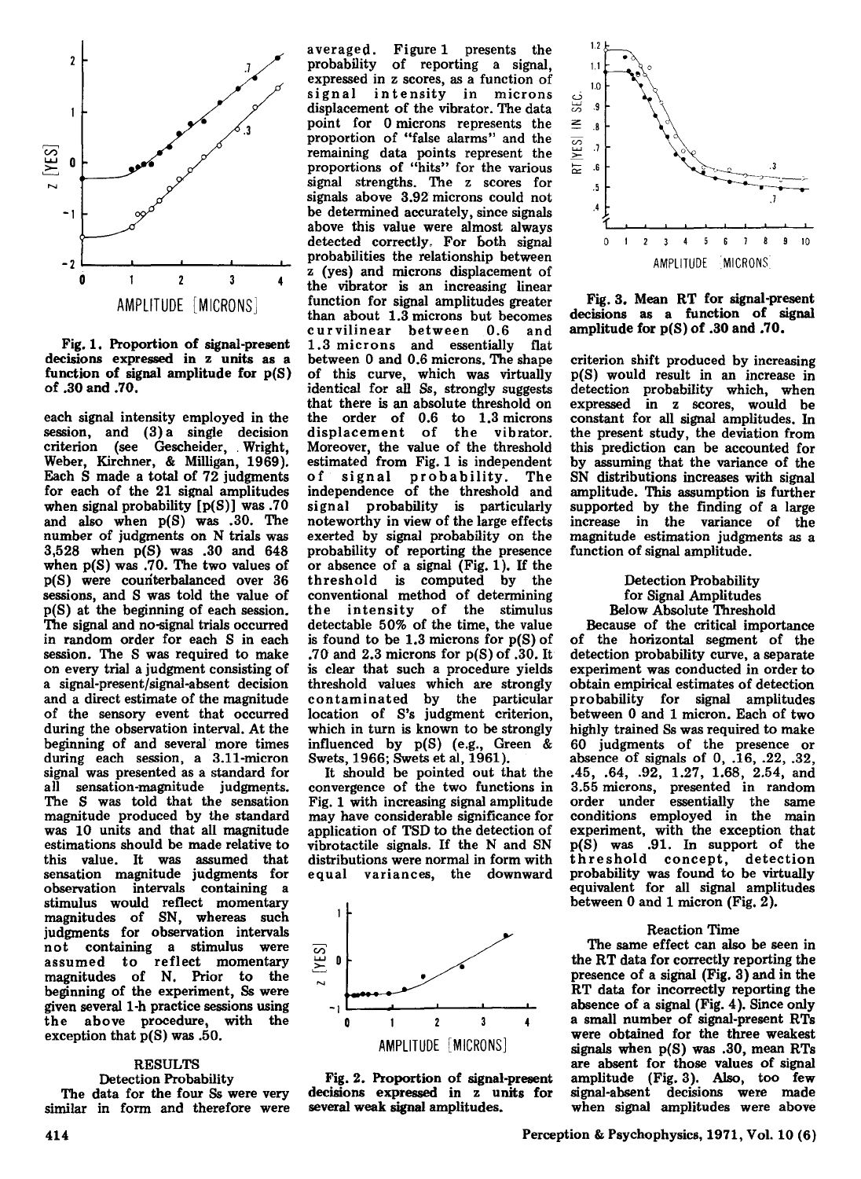Fig. 1. Proportion of signal-present decisions expressed in z units as a function of signal amplitude for p(S) of .30 and .70.

each signal intensity employed in the session, and (3) a single decision criterion (see Gescheider, Wright, Weber, Kirchner, & Milligan, 1969). Each S made a total of 72 judgments for each of the 21 signal amplitudes when signal probability [p(S)] was .70 and also when p(S) was .30. The number of judgments on N trials was 3,528 when p(S) was .30 and 648 when p(S) was .70. The two values of p(S) were counterbalanced over 36 sessions, and S was told the value of p(S) at the beginning of each session. The signal and no-signal trials occurred in random order for each S in each session. The S was required to make on every trial a judgment consisting of a signal-present/signal-absent decision and a direct estimate of the magnitude of the sensory event that occurred during the observation interval. At the beginning of and several more times during each session, a 3.11-micron signal was presented as a standard for all sensation-magnitude judgments. The S was told that the sensation magnitude produced by the standard was 10 units and that all magnitude estimations should be made relative to this value. It was assumed that sensation magnitude judgments for observation intervals containing a stimulus would reflect momentary magnitudes of SN, whereas such judgments for observation intervals not containing a stimulus were assumed to reflect momentary magnitudes of N. Prior to the beginning of the experiment, Ss were given several 1-h practice sessions using the above procedure, with the exception that p(S) was .50.

## RESULTS

### Detection Probability

The data for the four Ss were very similar in form and therefore were averaged. Figure 1 presents the probability of reporting a signal, expressed in z scores, as a function of signal intensity in microns displacement of the vibrator. The data point for 0 microns represents the proportion of "false alarms" and the remaining data points represent the proportions of "hits" for the various signal strengths. The z scores for signals above 3.92 microns could not be determined accurately, since signals above this value were almost always detected correctly. For both signal probabilities the relationship between z (yes) and microns displacement of the vibrator is an increasing linear function for signal amplitudes greater than about 1.3 microns but becomes curvilinear between 0.6 and 1.3 microns and essentially flat between 0 and 0.6 microns. The shape of this curve, which was virtually identical for all Ss, strongly suggests that there is an absolute threshold on the order of 0.6 to 1.3 microns displacement of the vibrator. Moreover, the value of the threshold estimated from Fig. 1 is independent of signal probability. The independence of the threshold and signal probability is particularly noteworthy in view of the large effects exerted by signal probability on the probability of reporting the presence or absence of a signal (Fig. 1). If the threshold is computed by the conventional method of determining the intensity of the stimulus detectable 50% of the time, the value is found to be 1.3 microns for p(S) of .70 and 2.3 microns for p(S) of .30. It is clear that such a procedure yields threshold values which are strongly contaminated by the particular location of S's judgment criterion, which in turn is known to be strongly influenced by p(S) (e.g., Green & Swets, 1966; Swets et al, 1961).

It should be pointed out that the convergence of the two functions in Fig. 1 with increasing signal amplitude may have considerable significance for application of TSD to the detection of vibrotactile signals. If the N and SN distributions were normal in form with equal variances, the downward criterion shift produced by increasing p(S) would result in an increase in detection probability which, when expressed in z scores, would be constant for all signal amplitudes. In the present study, the deviation from this prediction can be accounted for by assuming that the variance of the SN distributions increases with signal amplitude. This assumption is further supported by the finding of a large increase in the variance of the magnitude estimation judgments as a function of signal amplitude.

Fig. 2. Proportion of signal-present decisions expressed in z units for several weak signal amplitudes.

Fig. 3. Mean RT for signal-present decisions as a function of signal amplitude for p(S) of .30 and .70.

### Detection Probability for Signal Amplitudes Below Absolute Threshold

Because of the critical importance of the horizontal segment of the detection probability curve, a separate experiment was conducted in order to obtain empirical estimates of detection probability for signal amplitudes between 0 and 1 micron. Each of two highly trained Ss was required to make 60 judgments of the presence or absence of signals of 0, .16, .22, .32, .45, .64, .92, 1.27, 1.68, 2.54, and 3.55 microns, presented in random order under essentially the same conditions employed in the main experiment, with the exception that p(S) was .91. In support of the threshold concept, detection probability was found to be virtually equivalent for all signal amplitudes between 0 and 1 micron (Fig. 2).

### Reaction Time

The same effect can also be seen in the RT data for correctly reporting the presence of a signal (Fig. 3) and in the RT data for incorrectly reporting the absence of a signal (Fig. 4). Since only a small number of signal-present RTs were obtained for the three weakest signals when p(S) was .30, mean RTs are absent for those values of signal amplitude (Fig. 3). Also, too few signal-absent decisions were made when signal amplitudes were above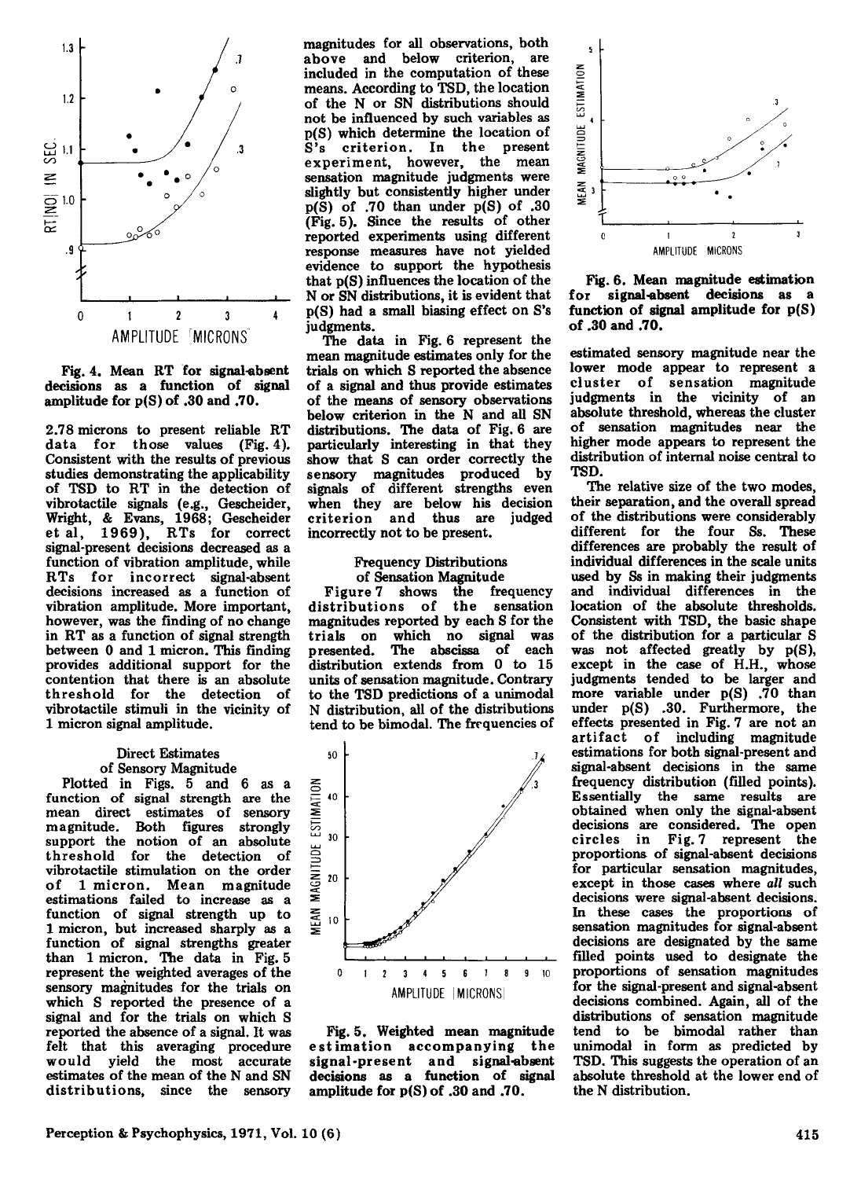Fig. 4. Mean RT for signal-absent decisions as a function of signal amplitude for p(S) of .30 and .70.

2.78 microns to present reliable RT data for those values (Fig. 4). Consistent with the results of previous studies demonstrating the applicability of TSD to RT in the detection of vibrotactile signals (e.g., Gescheider, Wright, & Evans, 1968; Gescheider et al, 1969), RTs for correct signal-present decisions decreased as a function of vibration amplitude, while RTs for incorrect signal-absent decisions increased as a function of vibration amplitude. More important, however, was the finding of no change in RT as a function of signal strength between 0 and 1 micron. This finding provides additional support for the contention that there is an absolute threshold for the detection of vibrotactile stimuli in the vicinity of 1 micron signal amplitude.

### Direct Estimates of Sensory Magnitude

Plotted in Figs. 5 and 6 as a function of signal strength are the mean direct estimates of sensory magnitude. Both figures strongly support the notion of an absolute threshold for the detection of vibrotactile stimulation on the order of 1 micron. Mean magnitude estimations failed to increase as a function of signal strength up to 1 micron, but increased sharply as a function of signal strengths greater than 1 micron. The data in Fig. 5 represent the weighted averages of the sensory magnitudes for the trials on which S reported the presence of a signal and for the trials on which S reported the absence of a signal. It was felt that this averaging procedure would yield the most accurate estimates of the mean of the N and SN distributions, since the sensory magnitudes for all observations, both above and below criterion, are included in the computation of these means. According to TSD, the location of the N or SN distributions should not be influenced by such variables as p(S) which determine the location of S's criterion. In the present experiment, however, the mean sensation magnitude judgments were slightly but consistently higher under p(S) of .70 than under p(S) of .30 (Fig. 5). Since the results of other reported experiments using different response measures have not yielded evidence to support the hypothesis that p(S) influences the location of the N or SN distributions, it is evident that p(S) had a small biasing effect on S's judgments.

The data in Fig. 6 represent the mean magnitude estimates only for the trials on which S reported the absence of a signal and thus provide estimates of the means of sensory observations below criterion in the N and all SN distributions. The data of Fig. 6 are particularly interesting in that they show that S can order correctly the sensory magnitudes produced by signals of different strengths even when they are below his decision criterion and thus are judged incorrectly not to be present.

### Frequency Distributions of Sensation Magnitude

Figure 7 shows the frequency distributions of the sensation magnitudes reported by each S for the trials on which no signal was presented. The abscissa of each distribution extends from 0 to 15 units of sensation magnitude. Contrary to the TSD predictions of a unimodal N distribution, all of the distributions tend to be bimodal. The frequencies of estimated sensory magnitude near the lower mode appear to represent a cluster of sensation magnitude judgments in the vicinity of an absolute threshold, whereas the cluster of sensation magnitudes near the higher mode appears to represent the distribution of internal noise central to TSD.

Fig. 5. Weighted mean magnitude estimation accompanying the signal-present and signal-absent decisions as a function of signal amplitude for p(S) of .30 and .70.

Fig. 6. Mean magnitude estimation for signal-absent decisions as a function of signal amplitude for p(S) of .30 and .70.

The relative size of the two modes, their separation, and the overall spread of the distributions were considerably different for the four Ss. These differences are probably the result of individual differences in the scale units used by Ss in making their judgments and individual differences in the location of the absolute thresholds. Consistent with TSD, the basic shape of the distribution for a particular S was not affected greatly by p(S), except in the case of H.H., whose judgments tended to be larger and more variable under p(S) .70 than under p(S) .30. Furthermore, the effects presented in Fig. 7 are not an artifact of including magnitude estimations for both signal-present and signal-absent decisions in the same frequency distribution (filled points). Essentially the same results are obtained when only the signal-absent decisions are considered. The open circles in Fig. 7 represent the proportions of signal-absent decisions for particular sensation magnitudes, except in those cases where *all* such decisions were signal-absent decisions. In these cases the proportions of sensation magnitudes for signal-absent decisions are designated by the same filled points used to designate the proportions of sensation magnitudes for the signal-present and signal-absent decisions combined. Again, all of the distributions of sensation magnitude tend to be bimodal rather than unimodal in form as predicted by TSD. This suggests the operation of an absolute threshold at the lower end of the N distribution.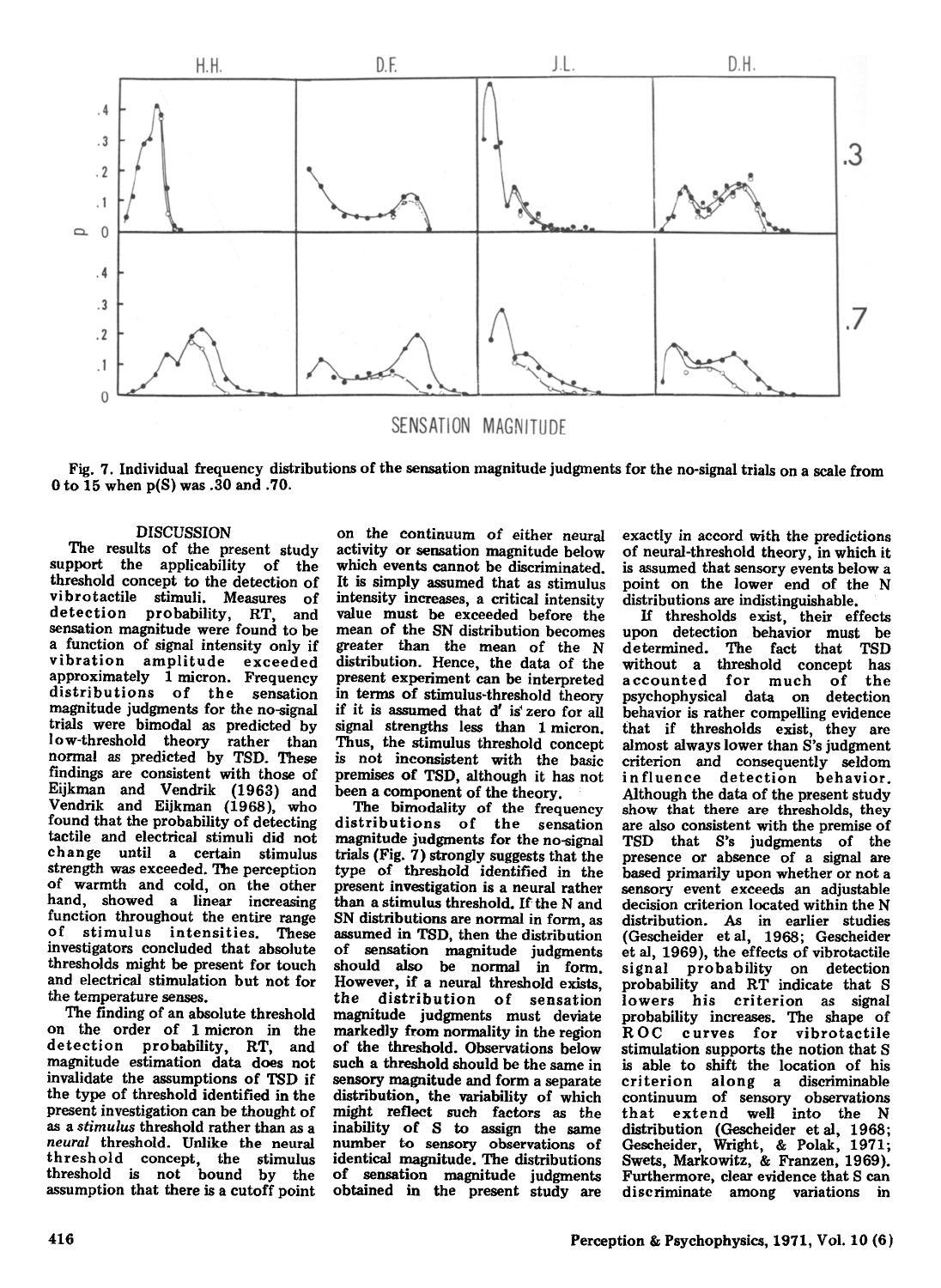Fig. 7. Individual frequency distributions of the sensation magnitude judgments for the no-signal trials on a scale from 0 to 15 when p(S) was .30 and .70.

## DISCUSSION

The results of the present study support the applicability of the threshold concept to the detection of vibrotactile stimuli. Measures of detection probability, RT, and sensation magnitude were found to be a function of signal intensity only if vibration amplitude exceeded approximately 1 micron. Frequency distributions of the sensation magnitude judgments for the no-signal trials were bimodal as predicted by low-threshold theory rather than normal as predicted by TSD. These findings are consistent with those of Eijkman and Vendrik (1963) and Vendrik and Eijkman (1968), who found that the probability of detecting tactile and electrical stimuli did not change until a certain stimulus strength was exceeded. The perception of warmth and cold, on the other hand, showed a linear increasing function throughout the entire range of stimulus intensities. These investigators concluded that absolute thresholds might be present for touch and electrical stimulation but not for the temperature senses.

The finding of an absolute threshold on the order of 1 micron in the detection probability, RT, and magnitude estimation data does not invalidate the assumptions of TSD if the type of threshold identified in the present investigation can be thought of as a *stimulus* threshold rather than as a *neural* threshold. Unlike the neural threshold concept, the stimulus threshold is not bound by the assumption that there is a cutoff point on the continuum of either neural activity or sensation magnitude below which events cannot be discriminated. It is simply assumed that as stimulus intensity increases, a critical intensity value must be exceeded before the mean of the SN distribution becomes greater than the mean of the N distribution. Hence, the data of the present experiment can be interpreted in terms of stimulus-threshold theory if it is assumed that d' is zero for all signal strengths less than 1 micron. Thus, the stimulus threshold concept is not inconsistent with the basic premises of TSD, although it has not been a component of the theory.

The bimodality of the frequency distributions of the sensation magnitude judgments for the no-signal trials (Fig. 7) strongly suggests that the type of threshold identified in the present investigation is a neural rather than a stimulus threshold. If the N and SN distributions are normal in form, as assumed in TSD, then the distribution of sensation magnitude judgments should also be normal in form. However, if a neural threshold exists, the distribution of sensation magnitude judgments must deviate markedly from normality in the region of the threshold. Observations below such a threshold should be the same in sensory magnitude and form a separate distribution, the variability of which might reflect such factors as the inability of S to assign the same number to sensory observations of identical magnitude. The distributions of sensation magnitude judgments obtained in the present study are exactly in accord with the predictions of neural-threshold theory, in which it is assumed that sensory events below a point on the lower end of the N distributions are indistinguishable.

If thresholds exist, their effects upon detection behavior must be determined. The fact that TSD without a threshold concept has accounted for much of the psychophysical data on detection behavior is rather compelling evidence that if thresholds exist, they are almost always lower than S's judgment criterion and consequently seldom influence detection behavior. Although the data of the present study show that there are thresholds, they are also consistent with the premise of TSD that S's judgments of the presence or absence of a signal are based primarily upon whether or not a sensory event exceeds an adjustable decision criterion located within the N distribution. As in earlier studies (Gescheider et al, 1968; Gescheider et al, 1969), the effects of vibrotactile signal probability on detection probability and RT indicate that S lowers his criterion as signal probability increases. The shape of ROC curves for vibrotactile stimulation supports the notion that S is able to shift the location of his criterion along a discriminable continuum of sensory observations that extend well into the N distribution (Gescheider et al, 1968; Gescheider, Wright, & Polak, 1971; Swets, Markowitz, & Franzen, 1969). Furthermore, clear evidence that S can discriminate among variations in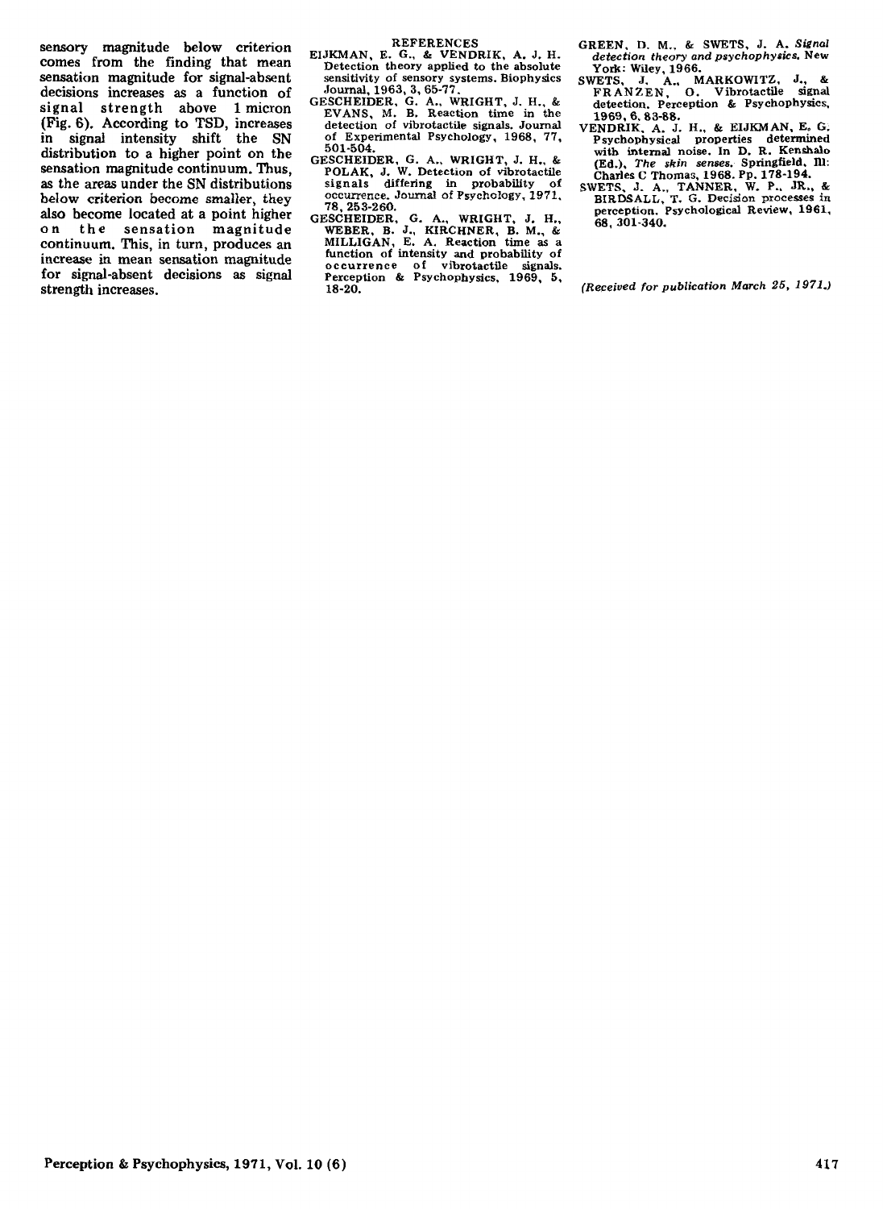sensory magnitude below criterion comes from the finding that mean sensation magnitude for signal-absent decisions increases as a function of signal strength above 1 micron (Fig. 6). According to TSD, increases in signal intensity shift the SN distribution to a higher point on the sensation magnitude continuum. Thus, as the areas under the SN distributions below criterion become smaller, they also become located at a point higher on the sensation magnitude continuum. This, in turn, produces an increase in mean sensation magnitude for signal-absent decisions as signal strength increases.

## REFERENCES

EIJKMAN, E. G., & VENDRIK, A. J. H. Detection theory applied to the absolute sensitivity of sensory systems. Biophysics Journal, 1963, 3, 65-77.

GESCHEIDER, G. A., WRIGHT, J. H., & EVANS, M. B. Reaction time in the detection of vibrotactile signals. Journal of Experimental Psychology, 1968, 77, 501-504.

GESCHEIDER, G. A., WRIGHT, J. H., & POLAK, J. W. Detection of vibrotactile signals differing in probability of occurrence. Journal of Psychology, 1971, 78, 253-260.

GESCHEIDER, G. A., WRIGHT, J. H., WEBER, B. J., KIRCHNER, B. M., & MILLIGAN, E. A. Reaction time as a function of intensity and probability of occurrence of vibrotactile signals. Perception & Psychophysics, 1969, 5, 18-20.

GREEN, D. M., & SWETS, J. A. *Signal detection theory and psychophysics.* New York: Wiley, 1966.

SWETS, J. A., MARKOWITZ, J., & FRANZEN, O. Vibrotactile signal detection. Perception & Psychophysics, 1969, 6, 83-88.

VENDRIK, A. J. H., & EIJKMAN, E. G. Psychophysical properties determined with internal noise. In D. R. Kenshalo (Ed.), *The skin senses.* Springfield, Ill: Charles C Thomas, 1968. Pp. 178-194.

SWETS, J. A., TANNER, W. P., JR., & BIRDSALL, T. G. Decision processes in perception. Psychological Review, 1961, 68, 301-340.

*(Received for publication March 25, 1971.)*